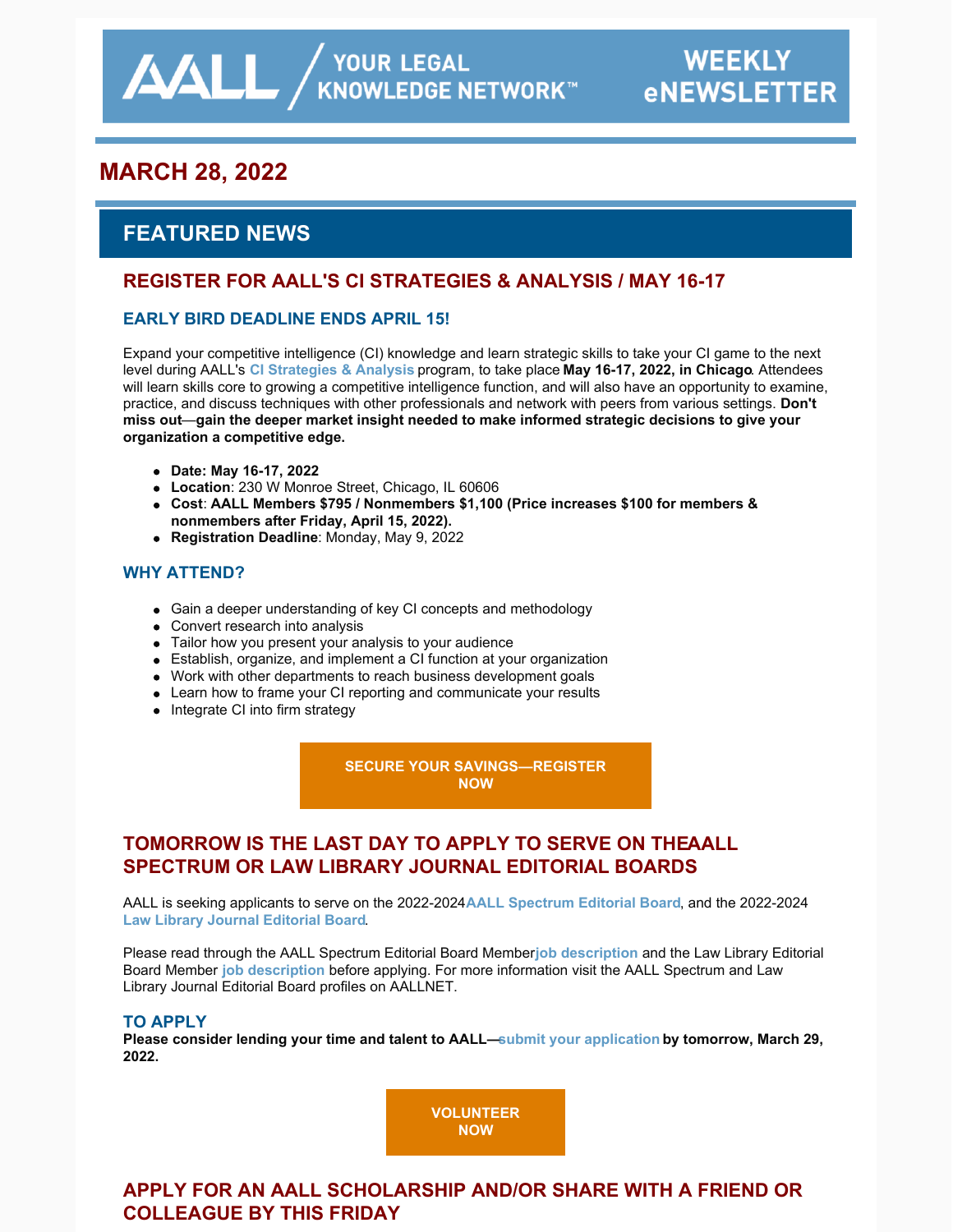AALL / YOUR LEGAL KNOWLEDGE NETWORK™ WEEKLY eNEWSLETTER

# MARCH 28, 2022

## FEATURED NEWS

### REGISTER FOR AALL'S CI STRATEGIES & ANALYSIS / MAY 16-17

#### EARLY BIRD DEADLINE ENDS APRIL 15!

Expand your competitive intelligence (CI) knowledge and learn strategic skills to take your CI game to the next level during AALL's **CI Strategies & Analysis** program, to take place **May 16-17, 2022, in Chicago**. Attendees will learn skills core to growing a competitive intelligence function, and will also have an opportunity to examine, practice, and discuss techniques with other professionals and network with peers from various settings. **Don't miss out—gain the deeper market insight needed to make informed strategic decisions to give your organization a competitive edge.**

- **Date: May 16-17, 2022**
- **Location**: 230 W Monroe Street, Chicago, IL 60606
- **Cost**: **AALL Members $795 / Nonmembers $1,100 (Price increases $100 for members & nonmembers after Friday, April 15, 2022).**
- **Registration Deadline**: Monday, May 9, 2022

#### WHY ATTEND?

- Gain a deeper understanding of key CI concepts and methodology
- Convert research into analysis
- Tailor how you present your analysis to your audience
- Establish, organize, and implement a CI function at your organization
- Work with other departments to reach business development goals
- Learn how to frame your CI reporting and communicate your results
- Integrate CI into firm strategy

**SECURE YOUR SAVINGS—REGISTER NOW**

### TOMORROW IS THE LAST DAY TO APPLY TO SERVE ON THEAALL SPECTRUM OR LAW LIBRARY JOURNAL EDITORIAL BOARDS

AALL is seeking applicants to serve on the 2022-2024**AALL Spectrum Editorial Board**, and the 2022-2024 **Law Library Journal Editorial Board**.

Please read through the AALL Spectrum Editorial Board Member**job description** and the Law Library Editorial Board Member **job description** before applying. For more information visit the AALL Spectrum and Law Library Journal Editorial Board profiles on AALLNET.

#### TO APPLY

**Please consider lending your time and talent to AALL—submit your application by tomorrow, March 29, 2022.**

**VOLUNTEER NOW**

### APPLY FOR AN AALL SCHOLARSHIP AND/OR SHARE WITH A FRIEND OR COLLEAGUE BY THIS FRIDAY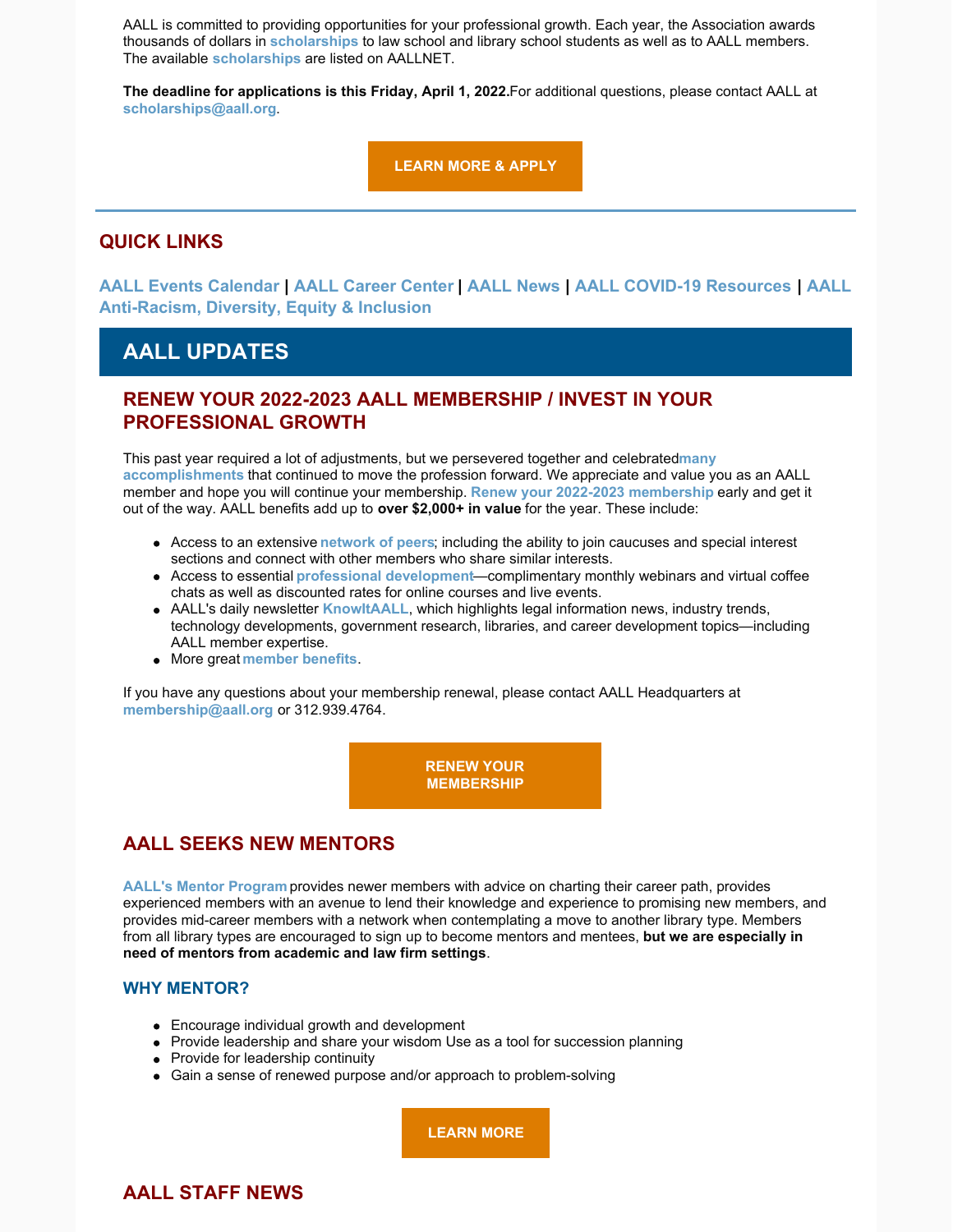AALL is committed to providing opportunities for your professional growth. Each year, the Association awards thousands of dollars in **scholarships** to law school and library school students as well as to AALL members. The available **scholarships** are listed on AALLNET.

**The deadline for applications is this Friday, April 1, 2022.**For additional questions, please contact AALL at **scholarships@aall.org**.

**LEARN MORE & APPLY**

---

## QUICK LINKS

**AALL Events Calendar** | **AALL Career Center** | **AALL News** | **AALL COVID-19 Resources** | **AALL Anti-Racism, Diversity, Equity & Inclusion**

# AALL UPDATES

## RENEW YOUR 2022-2023 AALL MEMBERSHIP / INVEST IN YOUR PROFESSIONAL GROWTH

This past year required a lot of adjustments, but we persevered together and celebrated**many accomplishments** that continued to move the profession forward. We appreciate and value you as an AALL member and hope you will continue your membership. **Renew your 2022-2023 membership** early and get it out of the way. AALL benefits add up to **over $2,000+ in value** for the year. These include:

- Access to an extensive **network of peers**; including the ability to join caucuses and special interest sections and connect with other members who share similar interests.
- Access to essential **professional development**—complimentary monthly webinars and virtual coffee chats as well as discounted rates for online courses and live events.
- AALL's daily newsletter **KnowItAALL**, which highlights legal information news, industry trends, technology developments, government research, libraries, and career development topics—including AALL member expertise.
- More great **member benefits**.

If you have any questions about your membership renewal, please contact AALL Headquarters at **membership@aall.org** or 312.939.4764.

**RENEW YOUR MEMBERSHIP**

## AALL SEEKS NEW MENTORS

**AALL's Mentor Program** provides newer members with advice on charting their career path, provides experienced members with an avenue to lend their knowledge and experience to promising new members, and provides mid-career members with a network when contemplating a move to another library type. Members from all library types are encouraged to sign up to become mentors and mentees, **but we are especially in need of mentors from academic and law firm settings**.

### WHY MENTOR?

- Encourage individual growth and development
- Provide leadership and share your wisdom Use as a tool for succession planning
- Provide for leadership continuity
- Gain a sense of renewed purpose and/or approach to problem-solving

**LEARN MORE**

## AALL STAFF NEWS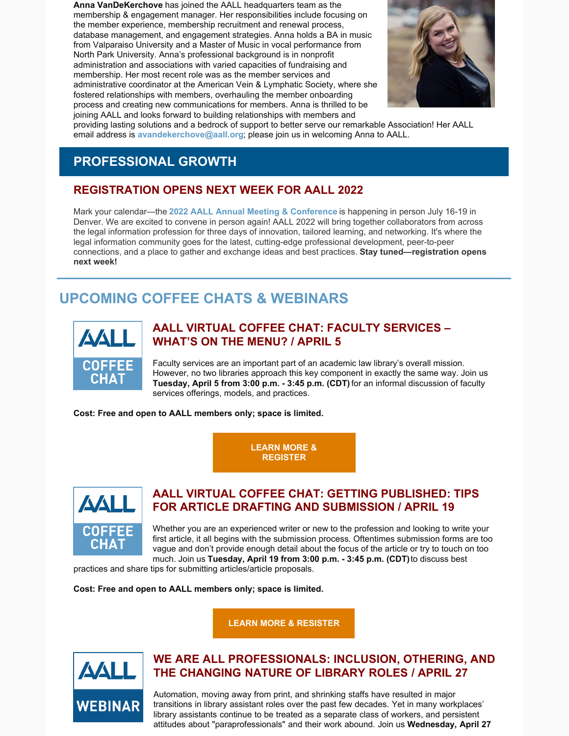**Anna VanDeKerchove** has joined the AALL headquarters team as the membership & engagement manager. Her responsibilities include focusing on the member experience, membership recruitment and renewal process, database management, and engagement strategies. Anna holds a BA in music from Valparaiso University and a Master of Music in vocal performance from North Park University. Anna's professional background is in nonprofit administration and associations with varied capacities of fundraising and membership. Her most recent role was as the member services and administrative coordinator at the American Vein & Lymphatic Society, where she fostered relationships with members, overhauling the member onboarding process and creating new communications for members. Anna is thrilled to be joining AALL and looks forward to building relationships with members and providing lasting solutions and a bedrock of support to better serve our remarkable Association! Her AALL email address is avandekerchove@aall.org; please join us in welcoming Anna to AALL.

## PROFESSIONAL GROWTH

### REGISTRATION OPENS NEXT WEEK FOR AALL 2022

Mark your calendar—the 2022 AALL Annual Meeting & Conference is happening in person July 16-19 in Denver. We are excited to convene in person again! AALL 2022 will bring together collaborators from across the legal information profession for three days of innovation, tailored learning, and networking. It's where the legal information community goes for the latest, cutting-edge professional development, peer-to-peer connections, and a place to gather and exchange ideas and best practices. **Stay tuned—registration opens next week!**

## UPCOMING COFFEE CHATS & WEBINARS

AALL COFFEE CHAT

### AALL VIRTUAL COFFEE CHAT: FACULTY SERVICES – WHAT'S ON THE MENU? / APRIL 5

Faculty services are an important part of an academic law library's overall mission. However, no two libraries approach this key component in exactly the same way. Join us **Tuesday, April 5 from 3:00 p.m. - 3:45 p.m. (CDT)** for an informal discussion of faculty services offerings, models, and practices.

**Cost: Free and open to AALL members only; space is limited.**

LEARN MORE & REGISTER

AALL COFFEE CHAT

### AALL VIRTUAL COFFEE CHAT: GETTING PUBLISHED: TIPS FOR ARTICLE DRAFTING AND SUBMISSION / APRIL 19

Whether you are an experienced writer or new to the profession and looking to write your first article, it all begins with the submission process. Oftentimes submission forms are too vague and don't provide enough detail about the focus of the article or try to touch on too much. Join us **Tuesday, April 19 from 3:00 p.m. - 3:45 p.m. (CDT)** to discuss best practices and share tips for submitting articles/article proposals.

**Cost: Free and open to AALL members only; space is limited.**

LEARN MORE & RESISTER

AALL WEBINAR

### WE ARE ALL PROFESSIONALS: INCLUSION, OTHERING, AND THE CHANGING NATURE OF LIBRARY ROLES / APRIL 27

Automation, moving away from print, and shrinking staffs have resulted in major transitions in library assistant roles over the past few decades. Yet in many workplaces' library assistants continue to be treated as a separate class of workers, and persistent attitudes about "paraprofessionals" and their work abound. Join us **Wednesday, April 27**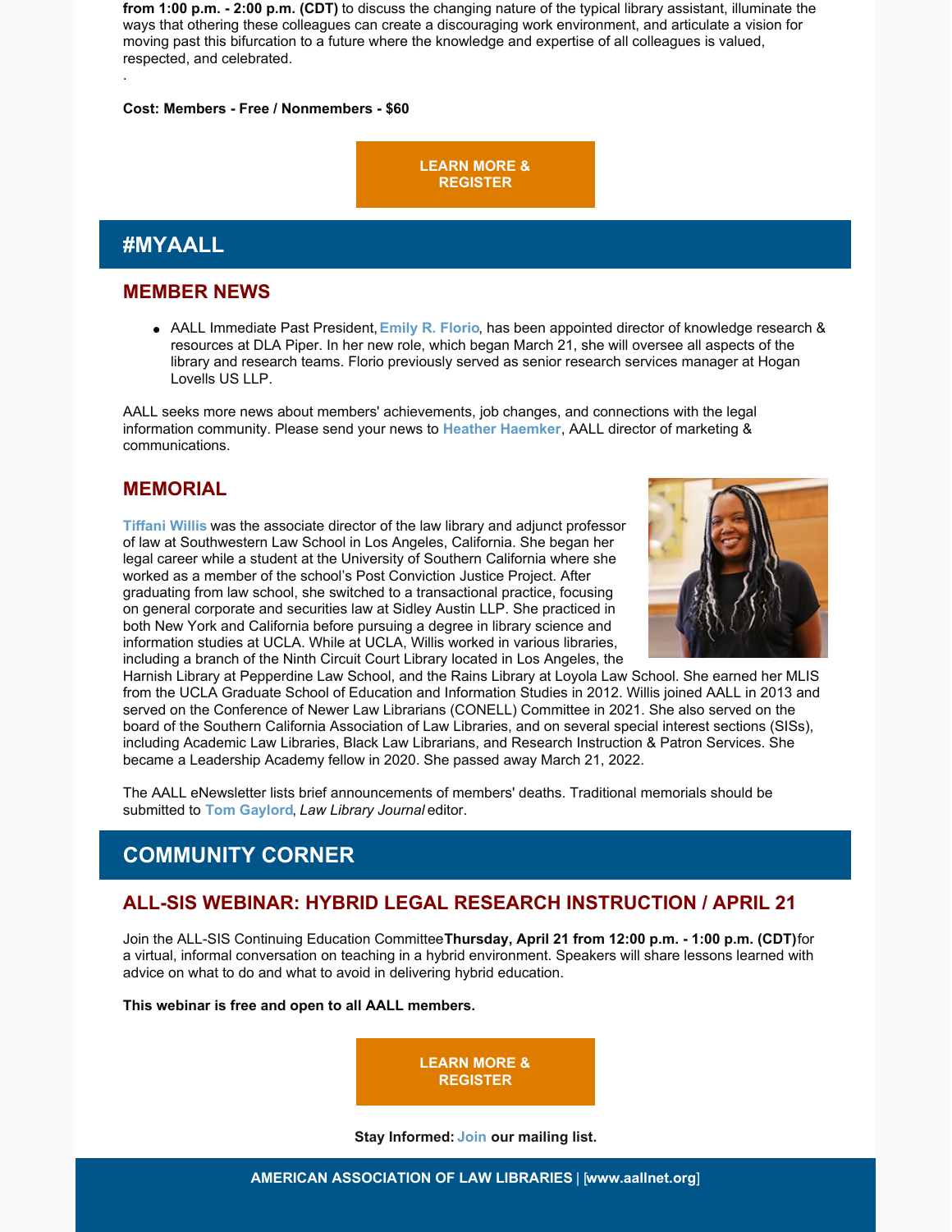**from 1:00 p.m. - 2:00 p.m. (CDT)** to discuss the changing nature of the typical library assistant, illuminate the ways that othering these colleagues can create a discouraging work environment, and articulate a vision for moving past this bifurcation to a future where the knowledge and expertise of all colleagues is valued, respected, and celebrated.

.

**Cost: Members - Free / Nonmembers - $60**

**LEARN MORE & REGISTER**

# #MYAALL

## MEMBER NEWS

- AALL Immediate Past President, **Emily R. Florio**, has been appointed director of knowledge research & resources at DLA Piper. In her new role, which began March 21, she will oversee all aspects of the library and research teams. Florio previously served as senior research services manager at Hogan Lovells US LLP.

AALL seeks more news about members' achievements, job changes, and connections with the legal information community. Please send your news to **Heather Haemker**, AALL director of marketing & communications.

## MEMORIAL

**Tiffani Willis** was the associate director of the law library and adjunct professor of law at Southwestern Law School in Los Angeles, California. She began her legal career while a student at the University of Southern California where she worked as a member of the school's Post Conviction Justice Project. After graduating from law school, she switched to a transactional practice, focusing on general corporate and securities law at Sidley Austin LLP. She practiced in both New York and California before pursuing a degree in library science and information studies at UCLA. While at UCLA, Willis worked in various libraries, including a branch of the Ninth Circuit Court Library located in Los Angeles, the Harnish Library at Pepperdine Law School, and the Rains Library at Loyola Law School. She earned her MLIS from the UCLA Graduate School of Education and Information Studies in 2012. Willis joined AALL in 2013 and served on the Conference of Newer Law Librarians (CONELL) Committee in 2021. She also served on the board of the Southern California Association of Law Libraries, and on several special interest sections (SISs), including Academic Law Libraries, Black Law Librarians, and Research Instruction & Patron Services. She became a Leadership Academy fellow in 2020. She passed away March 21, 2022.

The AALL eNewsletter lists brief announcements of members' deaths. Traditional memorials should be submitted to **Tom Gaylord**, *Law Library Journal* editor.

# COMMUNITY CORNER

## ALL-SIS WEBINAR: HYBRID LEGAL RESEARCH INSTRUCTION / APRIL 21

Join the ALL-SIS Continuing Education Committee **Thursday, April 21 from 12:00 p.m. - 1:00 p.m. (CDT)** for a virtual, informal conversation on teaching in a hybrid environment. Speakers will share lessons learned with advice on what to do and what to avoid in delivering hybrid education.

**This webinar is free and open to all AALL members.**

**LEARN MORE & REGISTER**

**Stay Informed: Join our mailing list.**

**AMERICAN ASSOCIATION OF LAW LIBRARIES | [www.aallnet.org]**